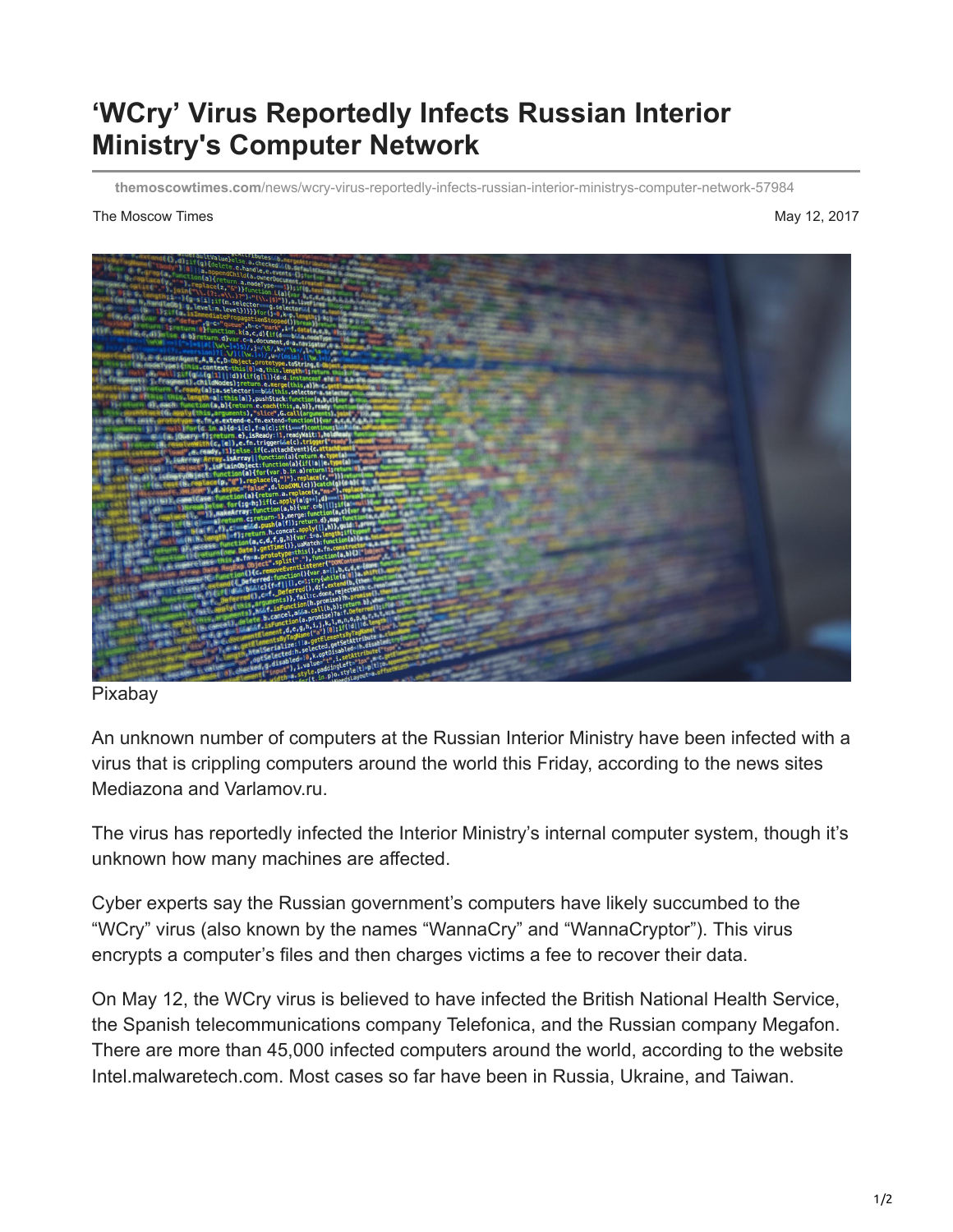# ‘WCry’ Virus Reportedly Infects Russian Interior Ministry's Computer Network

themoscowtimes.com/news/wcry-virus-reportedly-infects-russian-interior-ministrys-computer-network-57984

The Moscow Times

May 12, 2017

Pixabay

An unknown number of computers at the Russian Interior Ministry have been infected with a virus that is crippling computers around the world this Friday, according to the news sites Mediazona and Varlamov.ru.

The virus has reportedly infected the Interior Ministry’s internal computer system, though it’s unknown how many machines are affected.

Cyber experts say the Russian government’s computers have likely succumbed to the “WCry” virus (also known by the names “WannaCry” and “WannaCryptor”). This virus encrypts a computer’s files and then charges victims a fee to recover their data.

On May 12, the WCry virus is believed to have infected the British National Health Service, the Spanish telecommunications company Telefonica, and the Russian company Megafon. There are more than 45,000 infected computers around the world, according to the website Intel.malwaretech.com. Most cases so far have been in Russia, Ukraine, and Taiwan.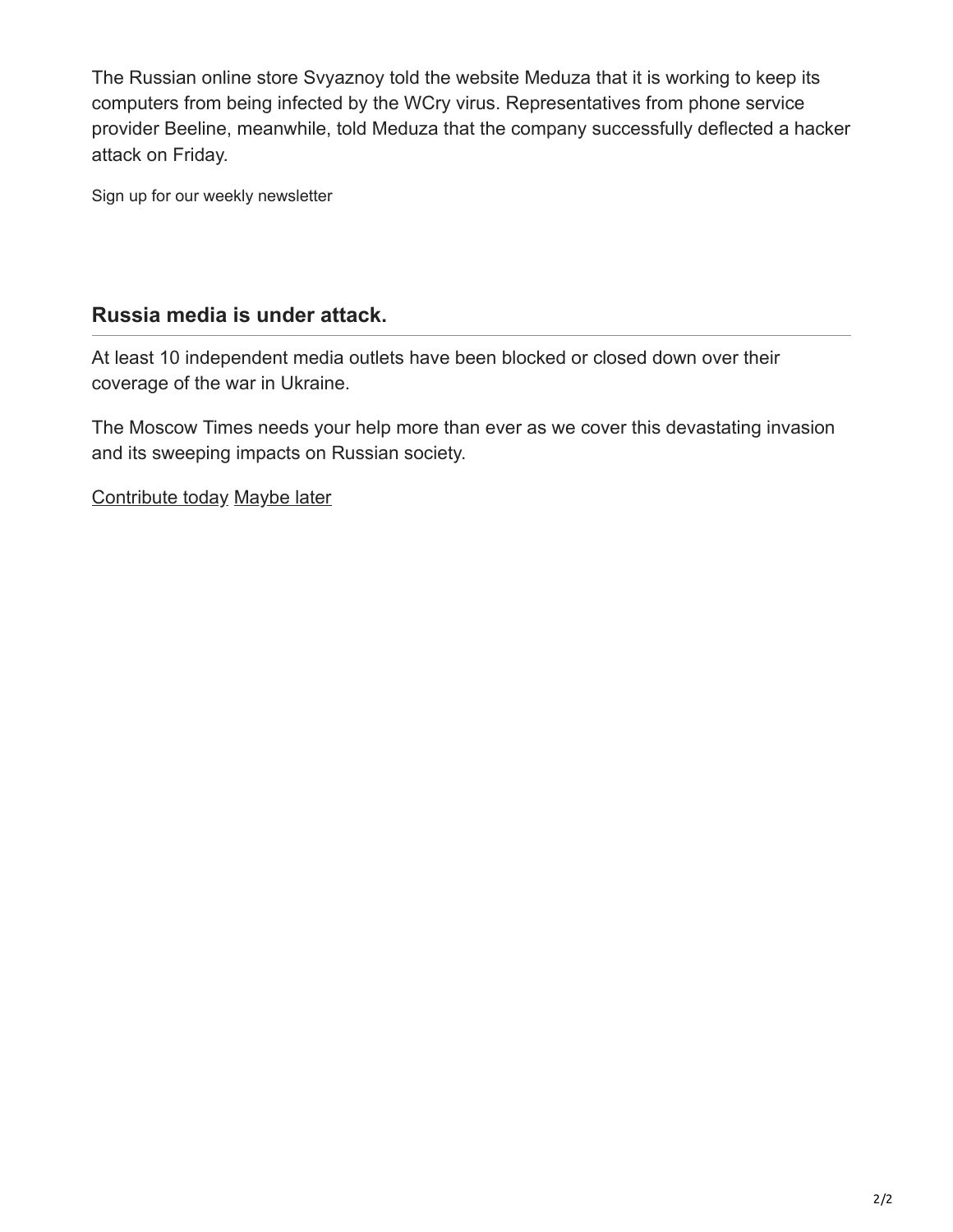The Russian online store Svyaznoy told the website Meduza that it is working to keep its computers from being infected by the WCry virus. Representatives from phone service provider Beeline, meanwhile, told Meduza that the company successfully deflected a hacker attack on Friday.

Sign up for our weekly newsletter

### Russia media is under attack.

At least 10 independent media outlets have been blocked or closed down over their coverage of the war in Ukraine.

The Moscow Times needs your help more than ever as we cover this devastating invasion and its sweeping impacts on Russian society.

Contribute today Maybe later